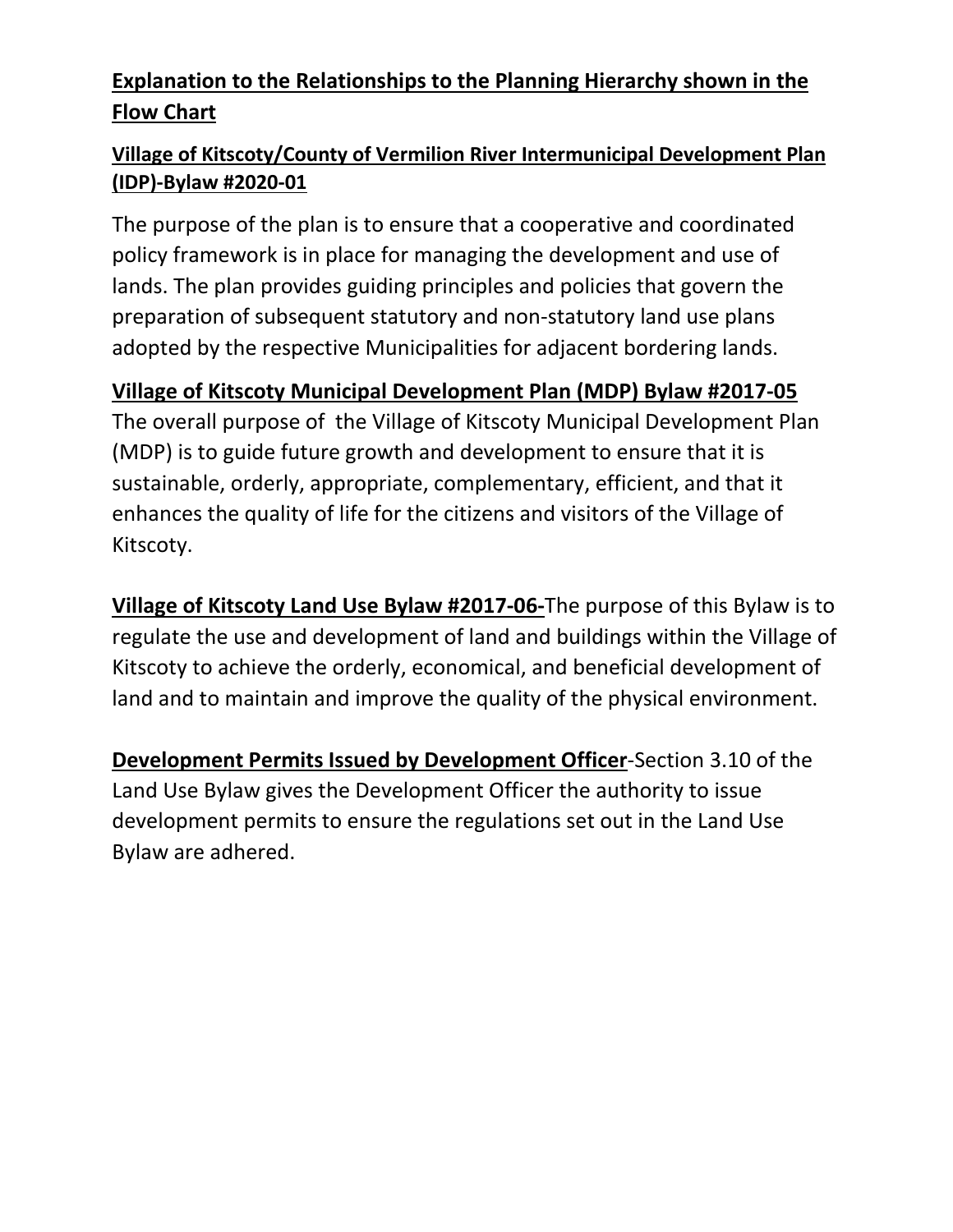## Explanation to the Relationships to the Planning Hierarchy shown in the Flow Chart

### Village of Kitscoty/County of Vermilion River Intermunicipal Development Plan (IDP)-Bylaw #2020-01

The purpose of the plan is to ensure that a cooperative and coordinated policy framework is in place for managing the development and use of lands. The plan provides guiding principles and policies that govern the preparation of subsequent statutory and non-statutory land use plans adopted by the respective Municipalities for adjacent bordering lands.

**Village of Kitscoty Municipal Development Plan (MDP) Bylaw #2017-05**

The overall purpose of the Village of Kitscoty Municipal Development Plan (MDP) is to guide future growth and development to ensure that it is sustainable, orderly, appropriate, complementary, efficient, and that it enhances the quality of life for the citizens and visitors of the Village of Kitscoty.

**Village of Kitscoty Land Use Bylaw #2017-06-**The purpose of this Bylaw is to regulate the use and development of land and buildings within the Village of Kitscoty to achieve the orderly, economical, and beneficial development of land and to maintain and improve the quality of the physical environment.

**Development Permits Issued by Development Officer**-Section 3.10 of the Land Use Bylaw gives the Development Officer the authority to issue development permits to ensure the regulations set out in the Land Use Bylaw are adhered.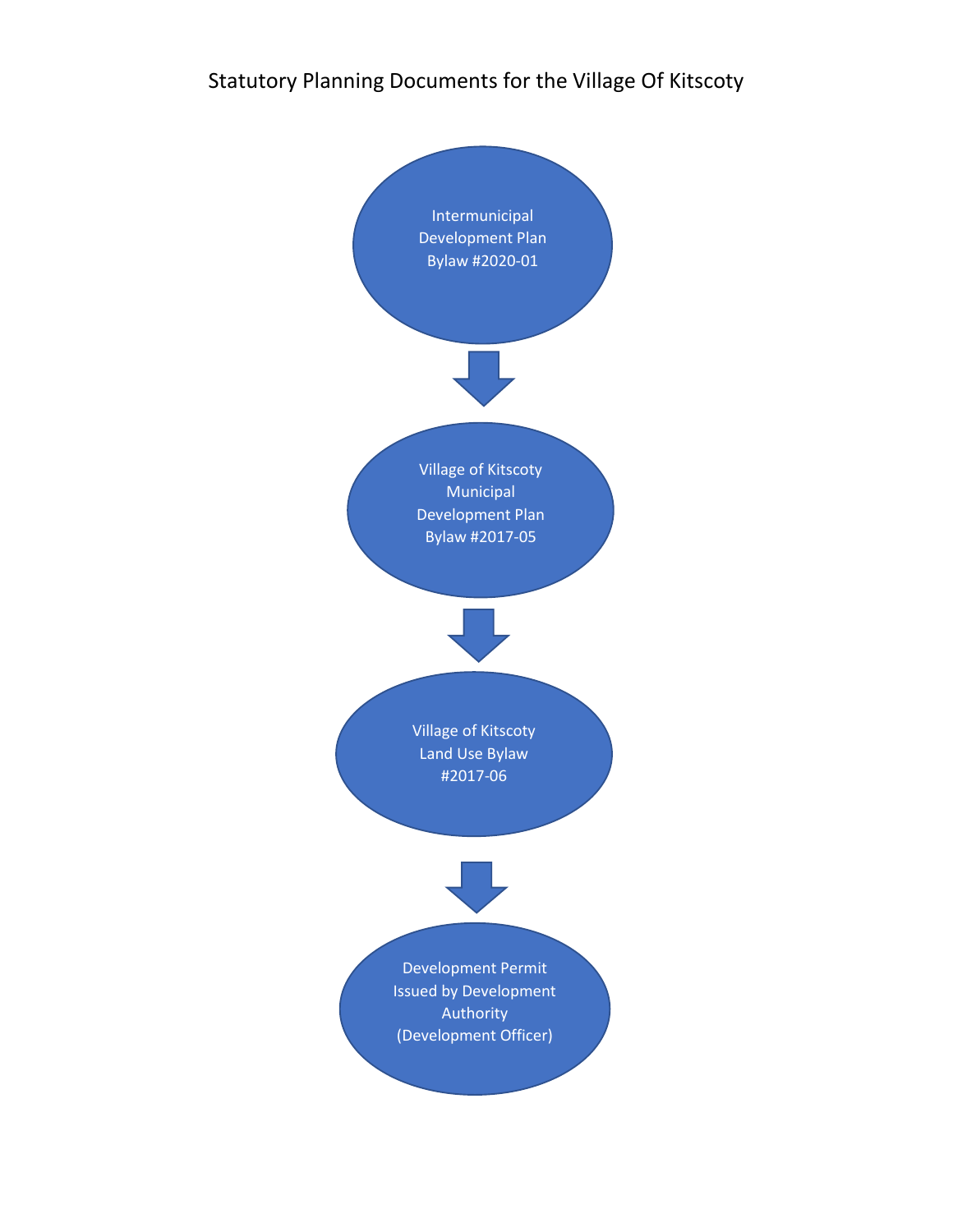# Statutory Planning Documents for the Village Of Kitscoty

Intermunicipal Development Plan Bylaw #2020-01

Village of Kitscoty Municipal Development Plan Bylaw #2017-05

Village of Kitscoty Land Use Bylaw #2017-06

Development Permit Issued by Development Authority (Development Officer)